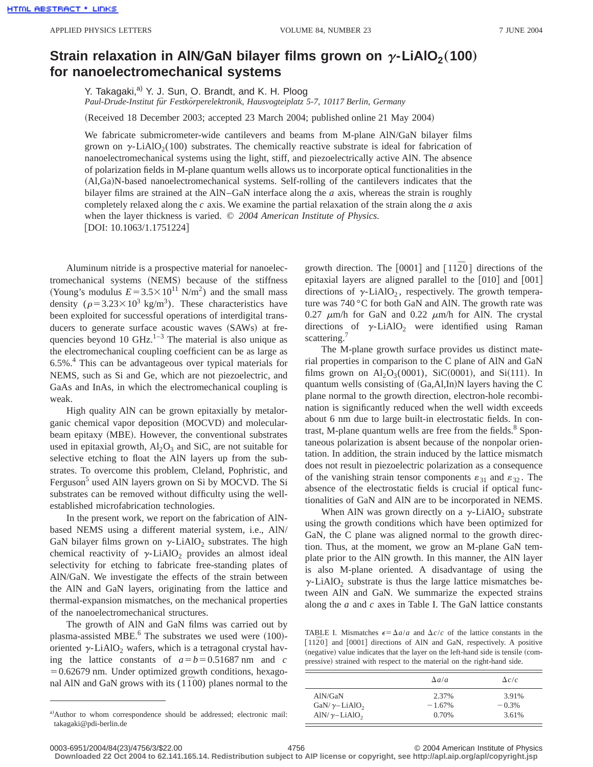# Strain relaxation in AlN/GaN bilayer films grown on $\gamma$-$LiAlO_2(100)$ for nanoelectromechanical systems

Y. Takagaki,[a] Y. J. Sun, O. Brandt, and K. H. Ploog

*Paul-Drude-Institut für Festkörperelektronik, Hausvogteiplatz 5-7, 10117 Berlin, Germany*

(Received 18 December 2003; accepted 23 March 2004; published online 21 May 2004)

We fabricate submicrometer-wide cantilevers and beams from M-plane AlN/GaN bilayer films grown on $\gamma$-$LiAlO_2(100)$ substrates. The chemically reactive substrate is ideal for fabrication of nanoelectromechanical systems using the light, stiff, and piezoelectrically active AlN. The absence of polarization fields in M-plane quantum wells allows us to incorporate optical functionalities in the (Al,Ga)N-based nanoelectromechanical systems. Self-rolling of the cantilevers indicates that the bilayer films are strained at the AlN–GaN interface along the *a* axis, whereas the strain is roughly completely relaxed along the *c* axis. We examine the partial relaxation of the strain along the *a* axis when the layer thickness is varied. © *2004 American Institute of Physics.* [DOI: 10.1063/1.1751224]

Aluminum nitride is a prospective material for nanoelectromechanical systems (NEMS) because of the stiffness (Young's modulus $E=3.5\times10^{11}$ N/m$^2$) and the small mass density ($\rho=3.23\times10^3$ kg/m$^3$). These characteristics have been exploited for successful operations of interdigital transducers to generate surface acoustic waves (SAWs) at frequencies beyond 10 GHz.[1–3] The material is also unique as the electromechanical coupling coefficient can be as large as 6.5%.[4] This can be advantageous over typical materials for NEMS, such as Si and Ge, which are not piezoelectric, and GaAs and InAs, in which the electromechanical coupling is weak.

High quality AlN can be grown epitaxially by metalorganic chemical vapor deposition (MOCVD) and molecular-beam epitaxy (MBE). However, the conventional substrates used in epitaxial growth, $Al_2O_3$ and SiC, are not suitable for selective etching to float the AlN layers up from the substrates. To overcome this problem, Cleland, Pophristic, and Ferguson[5] used AlN layers grown on Si by MOCVD. The Si substrates can be removed without difficulty using the well-established microfabrication technologies.

In the present work, we report on the fabrication of AlN-based NEMS using a different material system, i.e., AlN/GaN bilayer films grown on $\gamma$-$LiAlO_2$ substrates. The high chemical reactivity of $\gamma$-$LiAlO_2$ provides an almost ideal selectivity for etching to fabricate free-standing plates of AlN/GaN. We investigate the effects of the strain between the AlN and GaN layers, originating from the lattice and thermal-expansion mismatches, on the mechanical properties of the nanoelectromechanical structures.

The growth of AlN and GaN films was carried out by plasma-assisted MBE.[6] The substrates we used were (100)-oriented $\gamma$-$LiAlO_2$ wafers, which is a tetragonal crystal having the lattice constants of $a=b=0.51687$ nm and $c=0.62679$ nm. Under optimized growth conditions, hexagonal AlN and GaN grows with its $(1\bar{1}00)$ planes normal to the growth direction. The [0001] and $[11\bar{2}0]$ directions of the epitaxial layers are aligned parallel to the [010] and [001] directions of $\gamma$-$LiAlO_2$, respectively. The growth temperature was 740 °C for both GaN and AlN. The growth rate was 0.27 $\mu$m/h for GaN and 0.22 $\mu$m/h for AlN. The crystal directions of $\gamma$-$LiAlO_2$ were identified using Raman scattering.[7]

The M-plane growth surface provides us distinct material properties in comparison to the C plane of AlN and GaN films grown on $Al_2O_3(0001)$, SiC(0001), and Si(111). In quantum wells consisting of (Ga,Al,In)N layers having the C plane normal to the growth direction, electron-hole recombination is significantly reduced when the well width exceeds about 6 nm due to large built-in electrostatic fields. In contrast, M-plane quantum wells are free from the fields.[8] Spontaneous polarization is absent because of the nonpolar orientation. In addition, the strain induced by the lattice mismatch does not result in piezoelectric polarization as a consequence of the vanishing strain tensor components $\varepsilon_{31}$ and $\varepsilon_{32}$. The absence of the electrostatic fields is crucial if optical functionalities of GaN and AlN are to be incorporated in NEMS.

When AlN was grown directly on a $\gamma$-$LiAlO_2$ substrate using the growth conditions which have been optimized for GaN, the C plane was aligned normal to the growth direction. Thus, at the moment, we grow an M-plane GaN template prior to the AlN growth. In this manner, the AlN layer is also M-plane oriented. A disadvantage of using the $\gamma$-$LiAlO_2$ substrate is thus the large lattice mismatches between AlN and GaN. We summarize the expected strains along the *a* and *c* axes in Table I. The GaN lattice constants

TABLE I. Mismatches $\epsilon=\Delta a/a$ and $\Delta c/c$ of the lattice constants in the $[11\bar{2}0]$ and [0001] directions of AlN and GaN, respectively. A positive (negative) value indicates that the layer on the left-hand side is tensile (compressive) strained with respect to the material on the right-hand side.

| | $\Delta a/a$ | $\Delta c/c$ |
|---|---|---|
| AlN/GaN | 2.37% | 3.91% |
| GaN/$\gamma$–$LiAlO_2$ | −1.67% | −0.3% |
| AlN/$\gamma$–$LiAlO_2$ | 0.70% | 3.61% |

---

[a] Author to whom correspondence should be addressed; electronic mail: takagaki@pdi-berlin.de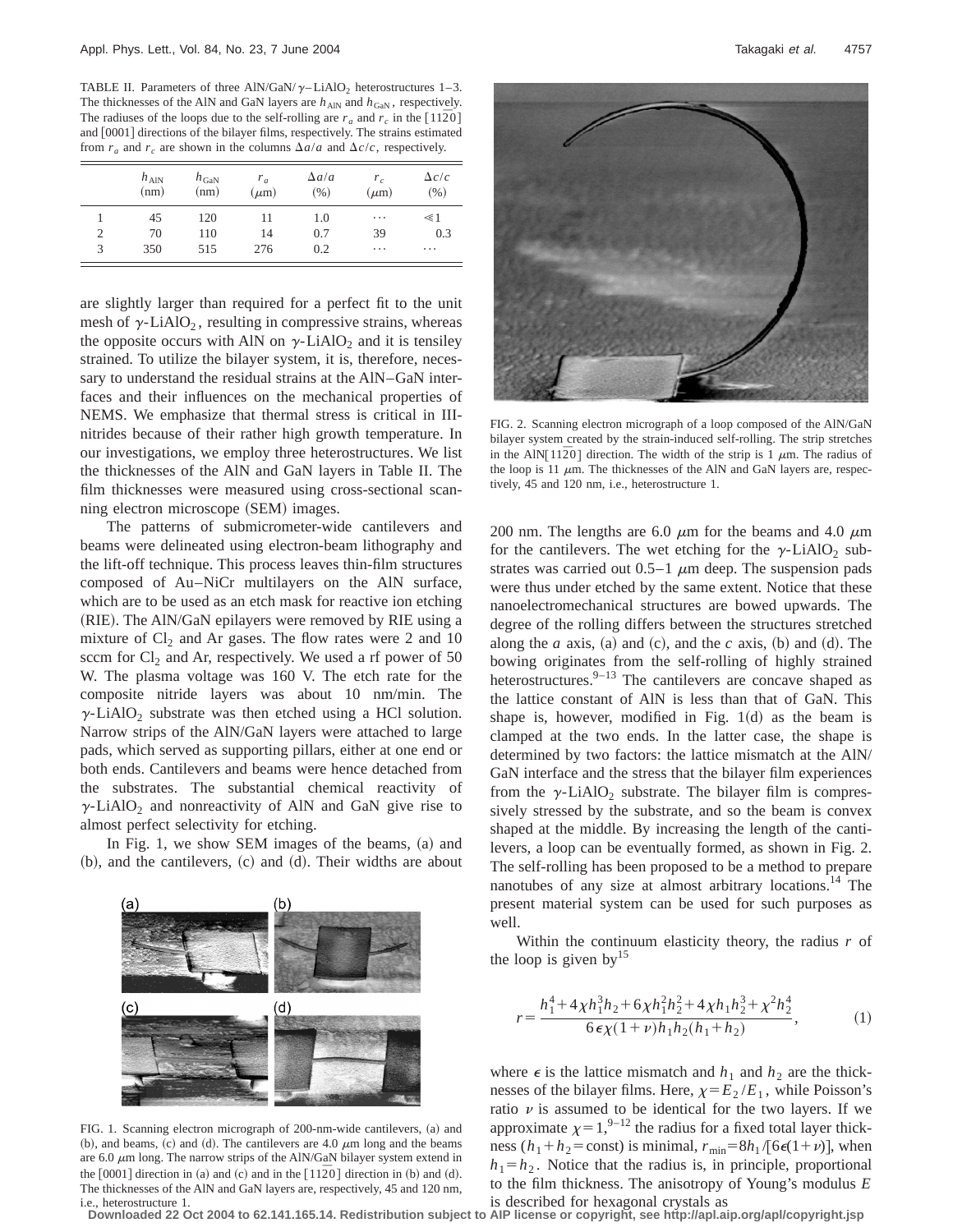TABLE II. Parameters of three AlN/GaN/$\gamma$–$LiAlO_2$ heterostructures 1–3. The thicknesses of the AlN and GaN layers are $h_{AlN}$ and $h_{GaN}$, respectively. The radiuses of the loops due to the self-rolling are $r_a$ and $r_c$ in the $[11\bar{2}0]$ and [0001] directions of the bilayer films, respectively. The strains estimated from $r_a$ and $r_c$ are shown in the columns $\Delta a/a$ and $\Delta c/c$, respectively.

| | $h_{AlN}$ (nm) | $h_{GaN}$ (nm) | $r_a$ ($\mu$m) | $\Delta a/a$ (%) | $r_c$ ($\mu$m) | $\Delta c/c$ (%) |
|---|---|---|---|---|---|---|
| 1 | 45 | 120 | 11 | 1.0 | ⋯ | $\ll 1$ |
| 2 | 70 | 110 | 14 | 0.7 | 39 | 0.3 |
| 3 | 350 | 515 | 276 | 0.2 | ⋯ | ⋯ |

are slightly larger than required for a perfect fit to the unit mesh of $\gamma$-$LiAlO_2$, resulting in compressive strains, whereas the opposite occurs with AlN on $\gamma$-$LiAlO_2$ and it is tensiley strained. To utilize the bilayer system, it is, therefore, necessary to understand the residual strains at the AlN–GaN interfaces and their influences on the mechanical properties of NEMS. We emphasize that thermal stress is critical in III-nitrides because of their rather high growth temperature. In our investigations, we employ three heterostructures. We list the thicknesses of the AlN and GaN layers in Table II. The film thicknesses were measured using cross-sectional scanning electron microscope (SEM) images.

The patterns of submicrometer-wide cantilevers and beams were delineated using electron-beam lithography and the lift-off technique. This process leaves thin-film structures composed of Au–NiCr multilayers on the AlN surface, which are to be used as an etch mask for reactive ion etching (RIE). The AlN/GaN epilayers were removed by RIE using a mixture of $Cl_2$ and Ar gases. The flow rates were 2 and 10 sccm for $Cl_2$ and Ar, respectively. We used a rf power of 50 W. The plasma voltage was 160 V. The etch rate for the composite nitride layers was about 10 nm/min. The $\gamma$-$LiAlO_2$ substrate was then etched using a HCl solution. Narrow strips of the AlN/GaN layers were attached to large pads, which served as supporting pillars, either at one end or both ends. Cantilevers and beams were hence detached from the substrates. The substantial chemical reactivity of $\gamma$-$LiAlO_2$ and nonreactivity of AlN and GaN give rise to almost perfect selectivity for etching.

In Fig. 1, we show SEM images of the beams, (a) and (b), and the cantilevers, (c) and (d). Their widths are about 200 nm. The lengths are 6.0 $\mu$m for the beams and 4.0 $\mu$m for the cantilevers. The wet etching for the $\gamma$-$LiAlO_2$ substrates was carried out 0.5–1 $\mu$m deep. The suspension pads were thus under etched by the same extent. Notice that these nanoelectromechanical structures are bowed upwards. The degree of the rolling differs between the structures stretched along the *a* axis, (a) and (c), and the *c* axis, (b) and (d). The bowing originates from the self-rolling of highly strained heterostructures.[9–13] The cantilevers are concave shaped as the lattice constant of AlN is less than that of GaN. This shape is, however, modified in Fig. 1(d) as the beam is clamped at the two ends. In the latter case, the shape is determined by two factors: the lattice mismatch at the AlN/GaN interface and the stress that the bilayer film experiences from the $\gamma$-$LiAlO_2$ substrate. The bilayer film is compressively stressed by the substrate, and so the beam is convex shaped at the middle. By increasing the length of the cantilevers, a loop can be eventually formed, as shown in Fig. 2. The self-rolling has been proposed to be a method to prepare nanotubes of any size at almost arbitrary locations.[14] The present material system can be used for such purposes as well.

FIG. 1. Scanning electron micrograph of 200-nm-wide cantilevers, (a) and (b), and beams, (c) and (d). The cantilevers are 4.0 $\mu$m long and the beams are 6.0 $\mu$m long. The narrow strips of the AlN/GaN bilayer system extend in the [0001] direction in (a) and (c) and in the $[11\bar{2}0]$ direction in (b) and (d). The thicknesses of the AlN and GaN layers are, respectively, 45 and 120 nm, i.e., heterostructure 1.

FIG. 2. Scanning electron micrograph of a loop composed of the AlN/GaN bilayer system created by the strain-induced self-rolling. The strip stretches in the AlN$[11\bar{2}0]$ direction. The width of the strip is 1 $\mu$m. The radius of the loop is 11 $\mu$m. The thicknesses of the AlN and GaN layers are, respectively, 45 and 120 nm, i.e., heterostructure 1.

Within the continuum elasticity theory, the radius $r$ of the loop is given by[15]

$$r = \frac{h_1^4 + 4\chi h_1^3 h_2 + 6\chi h_1^2 h_2^2 + 4\chi h_1 h_2^3 + \chi^2 h_2^4}{6\epsilon\chi(1+\nu)h_1 h_2(h_1+h_2)}, \tag{1}$$

where $\epsilon$ is the lattice mismatch and $h_1$ and $h_2$ are the thicknesses of the bilayer films. Here, $\chi = E_2/E_1$, while Poisson's ratio $\nu$ is assumed to be identical for the two layers. If we approximate $\chi = 1$,[9–12] the radius for a fixed total layer thickness ($h_1 + h_2 = \text{const}$) is minimal, $r_{min} = 8h_1/[6\epsilon(1+\nu)]$, when $h_1 = h_2$. Notice that the radius is, in principle, proportional to the film thickness. The anisotropy of Young's modulus $E$ is described for hexagonal crystals as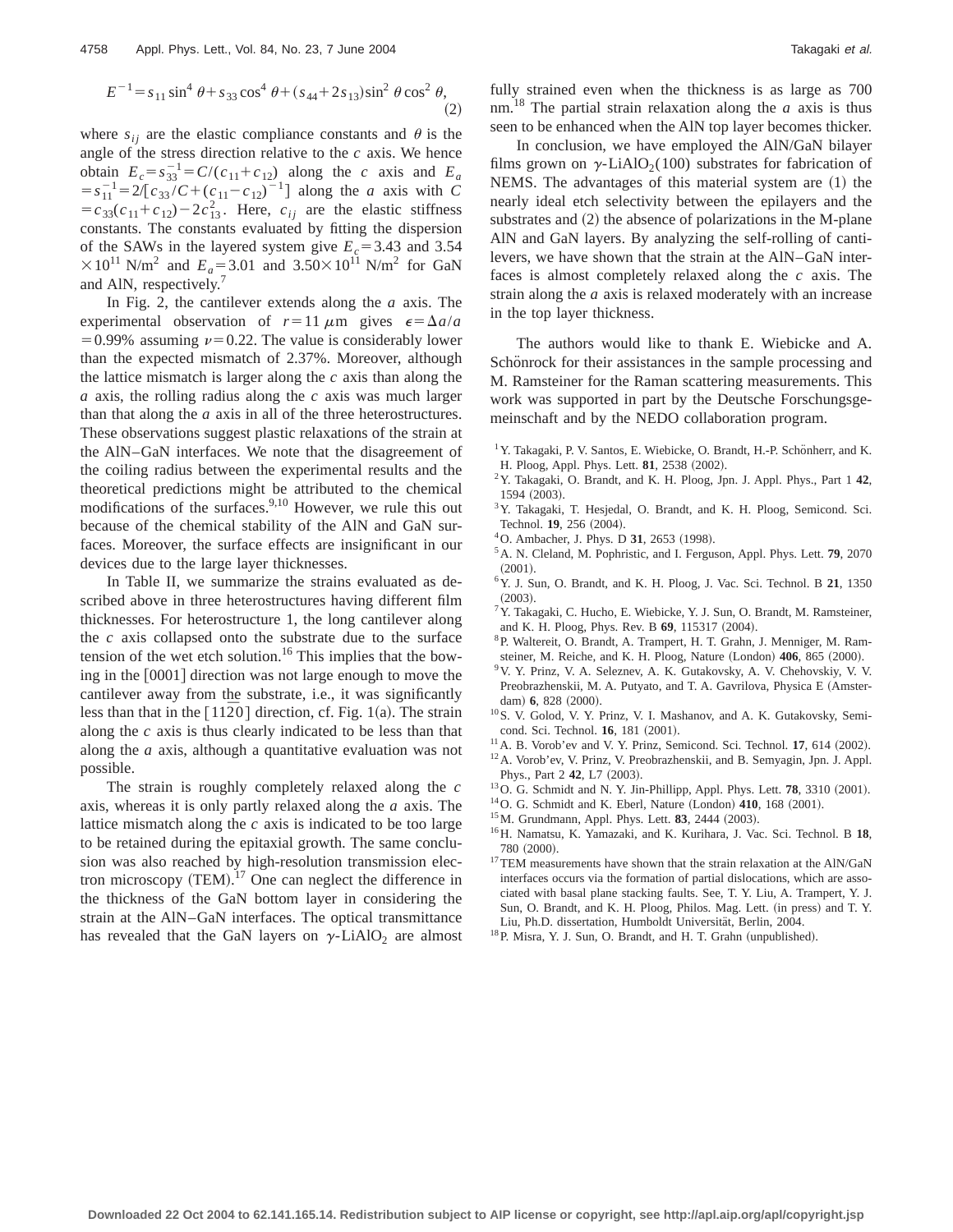$$E^{-1} = s_{11}\sin^4\theta + s_{33}\cos^4\theta + (s_{44}+2s_{13})\sin^2\theta\cos^2\theta, \tag{2}$$

where $s_{ij}$ are the elastic compliance constants and $\theta$ is the angle of the stress direction relative to the *c* axis. We hence obtain $E_c = s_{33}^{-1} = C/(c_{11}+c_{12})$ along the *c* axis and $E_a = s_{11}^{-1} = 2/[c_{33}/C + (c_{11}-c_{12})^{-1}]$ along the *a* axis with $C = c_{33}(c_{11}+c_{12}) - 2c_{13}^2$. Here, $c_{ij}$ are the elastic stiffness constants. The constants evaluated by fitting the dispersion of the SAWs in the layered system give $E_c = 3.43$ and $3.54 \times 10^{11}$ N/m$^2$ and $E_a = 3.01$ and $3.50 \times 10^{11}$ N/m$^2$ for GaN and AlN, respectively.[7]

In Fig. 2, the cantilever extends along the *a* axis. The experimental observation of $r = 11\ \mu$m gives $\epsilon = \Delta a/a = 0.99\%$ assuming $\nu = 0.22$. The value is considerably lower than the expected mismatch of 2.37%. Moreover, although the lattice mismatch is larger along the *c* axis than along the *a* axis, the rolling radius along the *c* axis was much larger than that along the *a* axis in all of the three heterostructures. These observations suggest plastic relaxations of the strain at the AlN–GaN interfaces. We note that the disagreement of the coiling radius between the experimental results and the theoretical predictions might be attributed to the chemical modifications of the surfaces.[9,10] However, we rule this out because of the chemical stability of the AlN and GaN surfaces. Moreover, the surface effects are insignificant in our devices due to the large layer thicknesses.

In Table II, we summarize the strains evaluated as described above in three heterostructures having different film thicknesses. For heterostructure 1, the long cantilever along the *c* axis collapsed onto the substrate due to the surface tension of the wet etch solution.[16] This implies that the bowing in the [0001] direction was not large enough to move the cantilever away from the substrate, i.e., it was significantly less than that in the $[11\bar{2}0]$ direction, cf. Fig. 1(a). The strain along the *c* axis is thus clearly indicated to be less than that along the *a* axis, although a quantitative evaluation was not possible.

The strain is roughly completely relaxed along the *c* axis, whereas it is only partly relaxed along the *a* axis. The lattice mismatch along the *c* axis is indicated to be too large to be retained during the epitaxial growth. The same conclusion was also reached by high-resolution transmission electron microscopy (TEM).[17] One can neglect the difference in the thickness of the GaN bottom layer in considering the strain at the AlN–GaN interfaces. The optical transmittance has revealed that the GaN layers on $\gamma$-$LiAlO_2$ are almost fully strained even when the thickness is as large as 700 nm.[18] The partial strain relaxation along the *a* axis is thus seen to be enhanced when the AlN top layer becomes thicker.

In conclusion, we have employed the AlN/GaN bilayer films grown on $\gamma$-$LiAlO_2$(100) substrates for fabrication of NEMS. The advantages of this material system are (1) the nearly ideal etch selectivity between the epilayers and the substrates and (2) the absence of polarizations in the M-plane AlN and GaN layers. By analyzing the self-rolling of cantilevers, we have shown that the strain at the AlN–GaN interfaces is almost completely relaxed along the *c* axis. The strain along the *a* axis is relaxed moderately with an increase in the top layer thickness.

The authors would like to thank E. Wiebicke and A. Schönrock for their assistances in the sample processing and M. Ramsteiner for the Raman scattering measurements. This work was supported in part by the Deutsche Forschungsgemeinschaft and by the NEDO collaboration program.

[1] Y. Takagaki, P. V. Santos, E. Wiebicke, O. Brandt, H.-P. Schönherr, and K. H. Ploog, Appl. Phys. Lett. **81**, 2538 (2002).
[2] Y. Takagaki, O. Brandt, and K. H. Ploog, Jpn. J. Appl. Phys., Part 1 **42**, 1594 (2003).
[3] Y. Takagaki, T. Hesjedal, O. Brandt, and K. H. Ploog, Semicond. Sci. Technol. **19**, 256 (2004).
[4] O. Ambacher, J. Phys. D **31**, 2653 (1998).
[5] A. N. Cleland, M. Pophristic, and I. Ferguson, Appl. Phys. Lett. **79**, 2070 (2001).
[6] Y. J. Sun, O. Brandt, and K. H. Ploog, J. Vac. Sci. Technol. B **21**, 1350 (2003).
[7] Y. Takagaki, C. Hucho, E. Wiebicke, Y. J. Sun, O. Brandt, M. Ramsteiner, and K. H. Ploog, Phys. Rev. B **69**, 115317 (2004).
[8] P. Waltereit, O. Brandt, A. Trampert, H. T. Grahn, J. Menniger, M. Ramsteiner, M. Reiche, and K. H. Ploog, Nature (London) **406**, 865 (2000).
[9] V. Y. Prinz, V. A. Seleznev, A. K. Gutakovsky, A. V. Chehovskiy, V. V. Preobrazhenskii, M. A. Putyato, and T. A. Gavrilova, Physica E (Amsterdam) **6**, 828 (2000).
[10] S. V. Golod, V. Y. Prinz, V. I. Mashanov, and A. K. Gutakovsky, Semicond. Sci. Technol. **16**, 181 (2001).
[11] A. B. Vorob'ev and V. Y. Prinz, Semicond. Sci. Technol. **17**, 614 (2002).
[12] A. Vorob'ev, V. Prinz, V. Preobrazhenskii, and B. Semyagin, Jpn. J. Appl. Phys., Part 2 **42**, L7 (2003).
[13] O. G. Schmidt and N. Y. Jin-Phillipp, Appl. Phys. Lett. **78**, 3310 (2001).
[14] O. G. Schmidt and K. Eberl, Nature (London) **410**, 168 (2001).
[15] M. Grundmann, Appl. Phys. Lett. **83**, 2444 (2003).
[16] H. Namatsu, K. Yamazaki, and K. Kurihara, J. Vac. Sci. Technol. B **18**, 780 (2000).
[17] TEM measurements have shown that the strain relaxation at the AlN/GaN interfaces occurs via the formation of partial dislocations, which are associated with basal plane stacking faults. See, T. Y. Liu, A. Trampert, Y. J. Sun, O. Brandt, and K. H. Ploog, Philos. Mag. Lett. (in press) and T. Y. Liu, Ph.D. dissertation, Humboldt Universität, Berlin, 2004.
[18] P. Misra, Y. J. Sun, O. Brandt, and H. T. Grahn (unpublished).